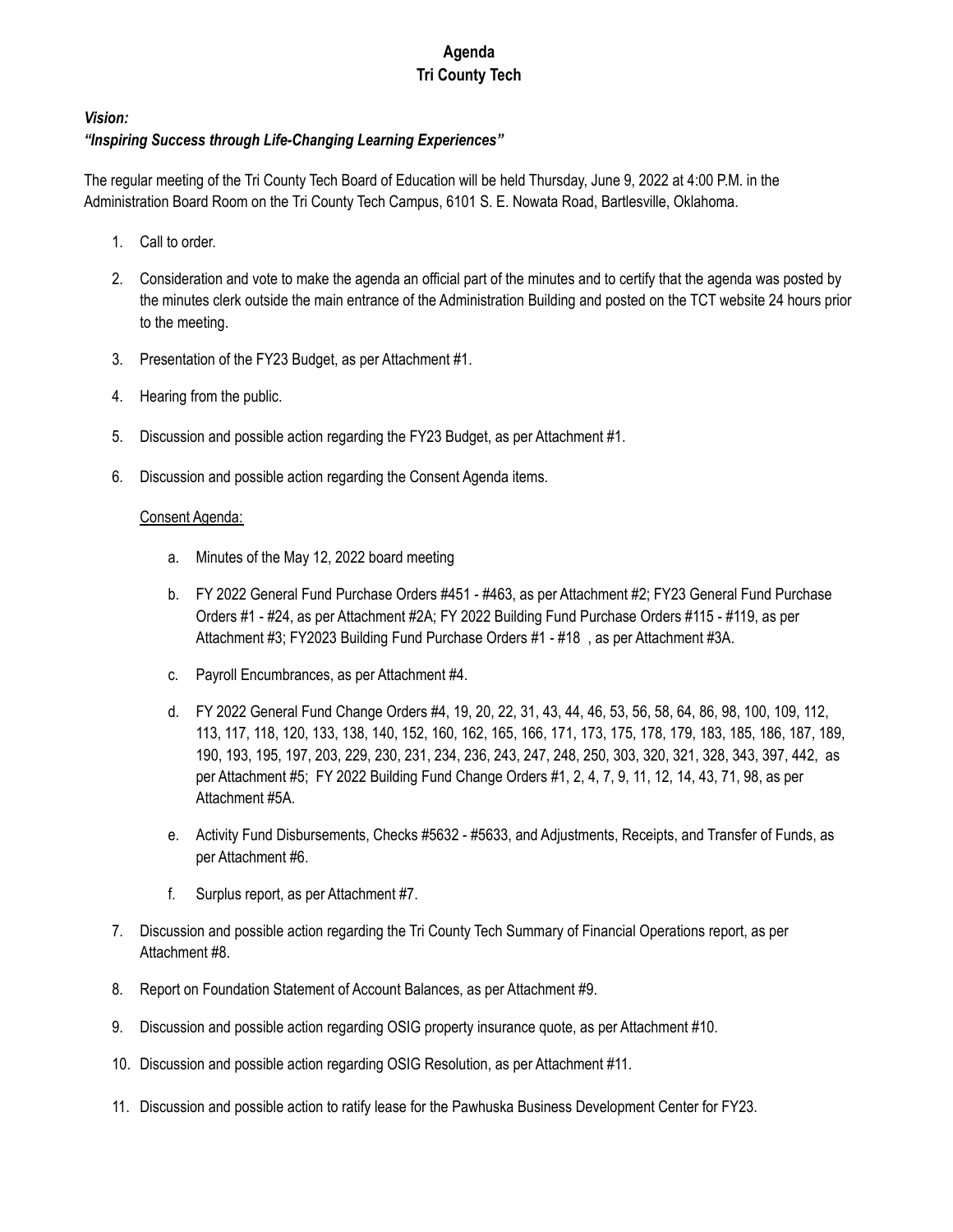# Agenda
## Tri County Tech

***Vision:***
***"Inspiring Success through Life-Changing Learning Experiences"***

The regular meeting of the Tri County Tech Board of Education will be held Thursday, June 9, 2022 at 4:00 P.M. in the Administration Board Room on the Tri County Tech Campus, 6101 S. E. Nowata Road, Bartlesville, Oklahoma.

1. Call to order.
2. Consideration and vote to make the agenda an official part of the minutes and to certify that the agenda was posted by the minutes clerk outside the main entrance of the Administration Building and posted on the TCT website 24 hours prior to the meeting.
3. Presentation of the FY23 Budget, as per Attachment #1.
4. Hearing from the public.
5. Discussion and possible action regarding the FY23 Budget, as per Attachment #1.
6. Discussion and possible action regarding the Consent Agenda items.

   Consent Agenda:

   a. Minutes of the May 12, 2022 board meeting
   b. FY 2022 General Fund Purchase Orders #451 - #463, as per Attachment #2; FY23 General Fund Purchase Orders #1 - #24, as per Attachment #2A; FY 2022 Building Fund Purchase Orders #115 - #119, as per Attachment #3; FY2023 Building Fund Purchase Orders #1 - #18 , as per Attachment #3A.
   c. Payroll Encumbrances, as per Attachment #4.
   d. FY 2022 General Fund Change Orders #4, 19, 20, 22, 31, 43, 44, 46, 53, 56, 58, 64, 86, 98, 100, 109, 112, 113, 117, 118, 120, 133, 138, 140, 152, 160, 162, 165, 166, 171, 173, 175, 178, 179, 183, 185, 186, 187, 189, 190, 193, 195, 197, 203, 229, 230, 231, 234, 236, 243, 247, 248, 250, 303, 320, 321, 328, 343, 397, 442, as per Attachment #5; FY 2022 Building Fund Change Orders #1, 2, 4, 7, 9, 11, 12, 14, 43, 71, 98, as per Attachment #5A.
   e. Activity Fund Disbursements, Checks #5632 - #5633, and Adjustments, Receipts, and Transfer of Funds, as per Attachment #6.
   f. Surplus report, as per Attachment #7.
7. Discussion and possible action regarding the Tri County Tech Summary of Financial Operations report, as per Attachment #8.
8. Report on Foundation Statement of Account Balances, as per Attachment #9.
9. Discussion and possible action regarding OSIG property insurance quote, as per Attachment #10.
10. Discussion and possible action regarding OSIG Resolution, as per Attachment #11.
11. Discussion and possible action to ratify lease for the Pawhuska Business Development Center for FY23.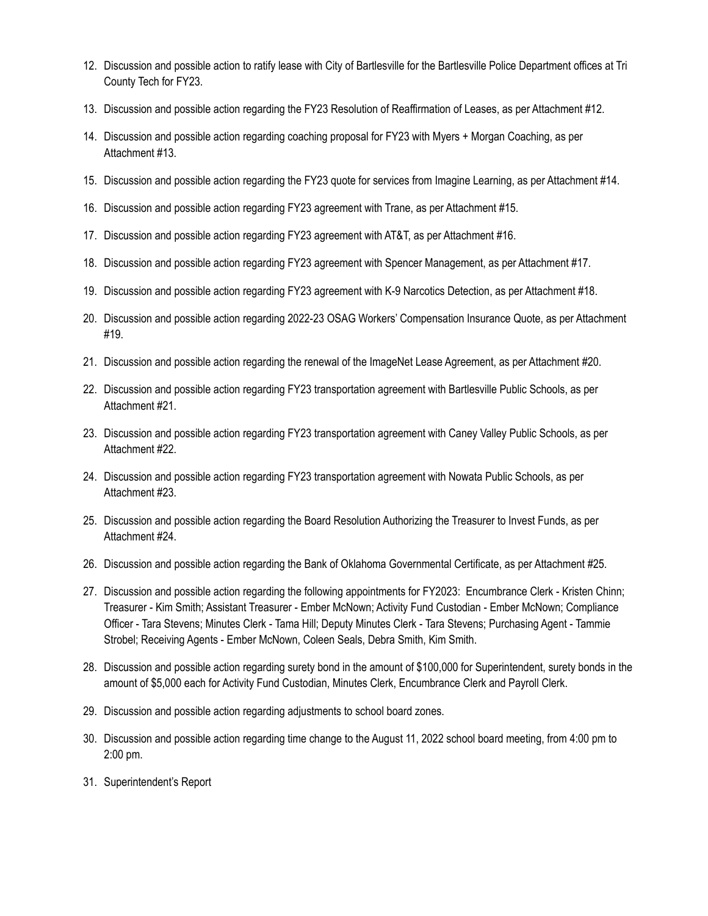12. Discussion and possible action to ratify lease with City of Bartlesville for the Bartlesville Police Department offices at Tri County Tech for FY23.
13. Discussion and possible action regarding the FY23 Resolution of Reaffirmation of Leases, as per Attachment #12.
14. Discussion and possible action regarding coaching proposal for FY23 with Myers + Morgan Coaching, as per Attachment #13.
15. Discussion and possible action regarding the FY23 quote for services from Imagine Learning, as per Attachment #14.
16. Discussion and possible action regarding FY23 agreement with Trane, as per Attachment #15.
17. Discussion and possible action regarding FY23 agreement with AT&T, as per Attachment #16.
18. Discussion and possible action regarding FY23 agreement with Spencer Management, as per Attachment #17.
19. Discussion and possible action regarding FY23 agreement with K-9 Narcotics Detection, as per Attachment #18.
20. Discussion and possible action regarding 2022-23 OSAG Workers' Compensation Insurance Quote, as per Attachment #19.
21. Discussion and possible action regarding the renewal of the ImageNet Lease Agreement, as per Attachment #20.
22. Discussion and possible action regarding FY23 transportation agreement with Bartlesville Public Schools, as per Attachment #21.
23. Discussion and possible action regarding FY23 transportation agreement with Caney Valley Public Schools, as per Attachment #22.
24. Discussion and possible action regarding FY23 transportation agreement with Nowata Public Schools, as per Attachment #23.
25. Discussion and possible action regarding the Board Resolution Authorizing the Treasurer to Invest Funds, as per Attachment #24.
26. Discussion and possible action regarding the Bank of Oklahoma Governmental Certificate, as per Attachment #25.
27. Discussion and possible action regarding the following appointments for FY2023: Encumbrance Clerk - Kristen Chinn; Treasurer - Kim Smith; Assistant Treasurer - Ember McNown; Activity Fund Custodian - Ember McNown; Compliance Officer - Tara Stevens; Minutes Clerk - Tama Hill; Deputy Minutes Clerk - Tara Stevens; Purchasing Agent - Tammie Strobel; Receiving Agents - Ember McNown, Coleen Seals, Debra Smith, Kim Smith.
28. Discussion and possible action regarding surety bond in the amount of $100,000 for Superintendent, surety bonds in the amount of $5,000 each for Activity Fund Custodian, Minutes Clerk, Encumbrance Clerk and Payroll Clerk.
29. Discussion and possible action regarding adjustments to school board zones.
30. Discussion and possible action regarding time change to the August 11, 2022 school board meeting, from 4:00 pm to 2:00 pm.
31. Superintendent's Report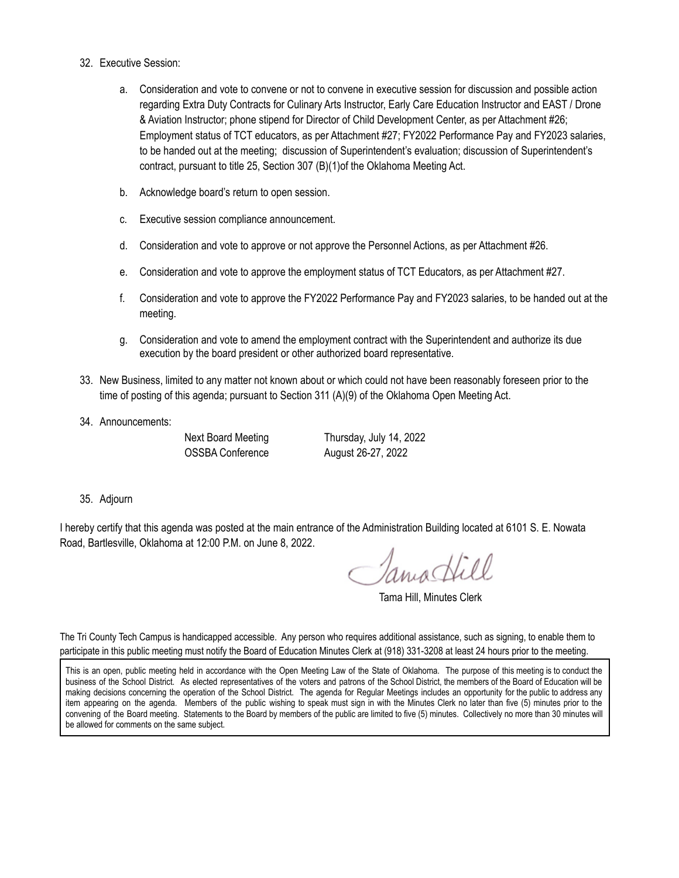32. Executive Session:

    a. Consideration and vote to convene or not to convene in executive session for discussion and possible action regarding Extra Duty Contracts for Culinary Arts Instructor, Early Care Education Instructor and EAST / Drone & Aviation Instructor; phone stipend for Director of Child Development Center, as per Attachment #26; Employment status of TCT educators, as per Attachment #27; FY2022 Performance Pay and FY2023 salaries, to be handed out at the meeting; discussion of Superintendent's evaluation; discussion of Superintendent's contract, pursuant to title 25, Section 307 (B)(1)of the Oklahoma Meeting Act.

    b. Acknowledge board's return to open session.

    c. Executive session compliance announcement.

    d. Consideration and vote to approve or not approve the Personnel Actions, as per Attachment #26.

    e. Consideration and vote to approve the employment status of TCT Educators, as per Attachment #27.

    f. Consideration and vote to approve the FY2022 Performance Pay and FY2023 salaries, to be handed out at the meeting.

    g. Consideration and vote to amend the employment contract with the Superintendent and authorize its due execution by the board president or other authorized board representative.

33. New Business, limited to any matter not known about or which could not have been reasonably foreseen prior to the time of posting of this agenda; pursuant to Section 311 (A)(9) of the Oklahoma Open Meeting Act.

34. Announcements:

| | |
|---|---|
| Next Board Meeting | Thursday, July 14, 2022 |
| OSSBA Conference | August 26-27, 2022 |

35. Adjourn

I hereby certify that this agenda was posted at the main entrance of the Administration Building located at 6101 S. E. Nowata Road, Bartlesville, Oklahoma at 12:00 P.M. on June 8, 2022.

Tama Hill

Tama Hill, Minutes Clerk

The Tri County Tech Campus is handicapped accessible. Any person who requires additional assistance, such as signing, to enable them to participate in this public meeting must notify the Board of Education Minutes Clerk at (918) 331-3208 at least 24 hours prior to the meeting.

This is an open, public meeting held in accordance with the Open Meeting Law of the State of Oklahoma. The purpose of this meeting is to conduct the business of the School District. As elected representatives of the voters and patrons of the School District, the members of the Board of Education will be making decisions concerning the operation of the School District. The agenda for Regular Meetings includes an opportunity for the public to address any item appearing on the agenda. Members of the public wishing to speak must sign in with the Minutes Clerk no later than five (5) minutes prior to the convening of the Board meeting. Statements to the Board by members of the public are limited to five (5) minutes. Collectively no more than 30 minutes will be allowed for comments on the same subject.